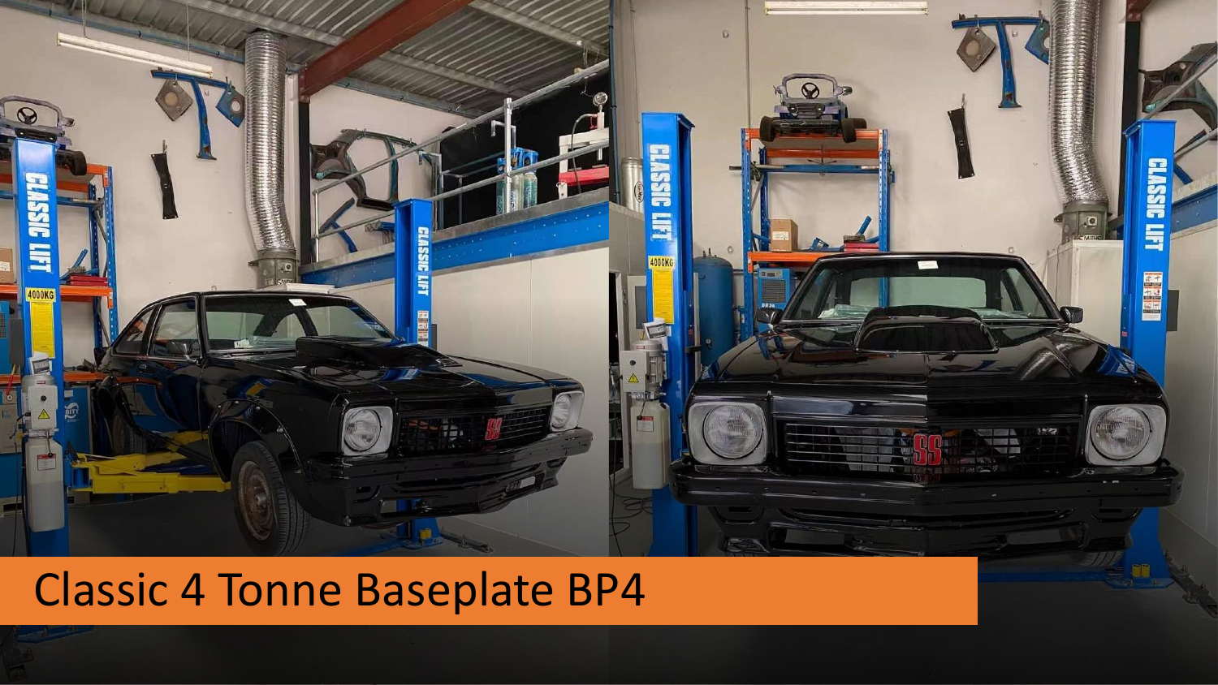# Classic 4 Tonne Baseplate BP4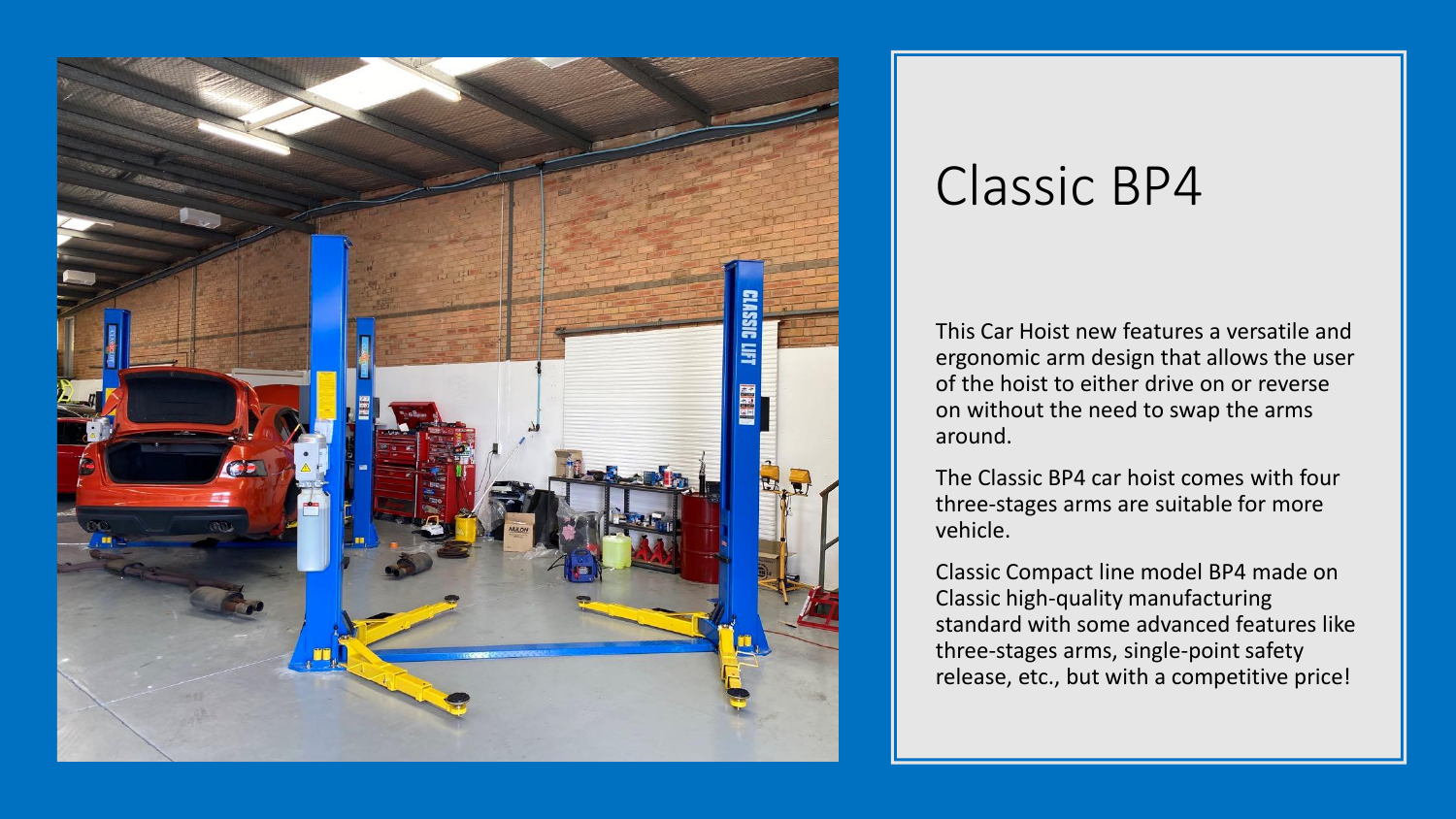# Classic BP4

This Car Hoist new features a versatile and ergonomic arm design that allows the user of the hoist to either drive on or reverse on without the need to swap the arms around.

The Classic BP4 car hoist comes with four three-stages arms are suitable for more vehicle.

Classic Compact line model BP4 made on Classic high-quality manufacturing standard with some advanced features like three-stages arms, single-point safety release, etc., but with a competitive price!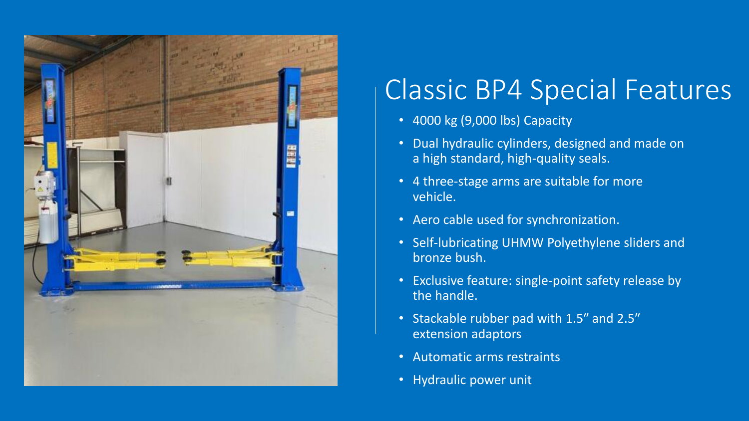# Classic BP4 Special Features

- 4000 kg (9,000 lbs) Capacity
- Dual hydraulic cylinders, designed and made on a high standard, high-quality seals.
- 4 three-stage arms are suitable for more vehicle.
- Aero cable used for synchronization.
- Self-lubricating UHMW Polyethylene sliders and bronze bush.
- Exclusive feature: single-point safety release by the handle.
- Stackable rubber pad with 1.5" and 2.5" extension adaptors
- Automatic arms restraints
- Hydraulic power unit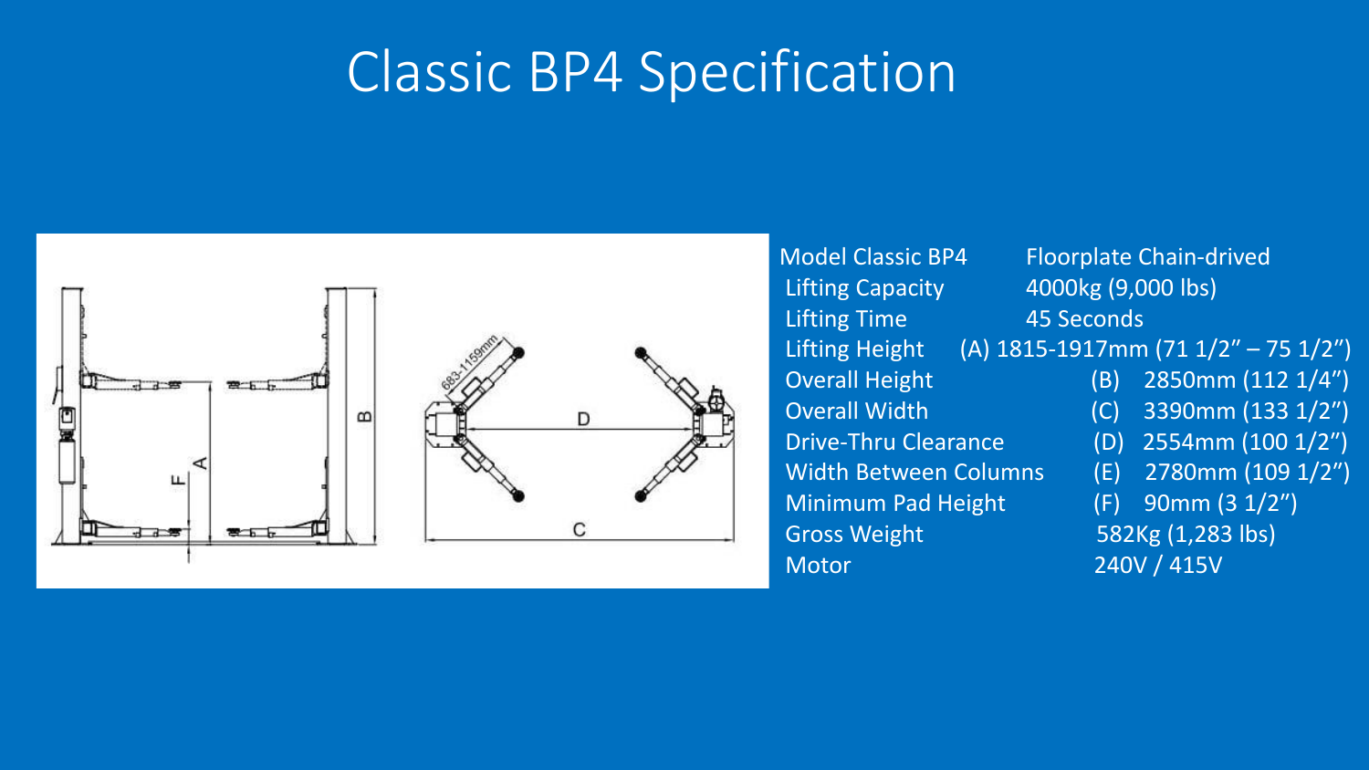# Classic BP4 Specification

| | | |
|---|---|---|
| Model Classic BP4 | | Floorplate Chain-drived |
| Lifting Capacity | | 4000kg (9,000 lbs) |
| Lifting Time | | 45 Seconds |
| Lifting Height | (A) | 1815-1917mm (71 1/2" – 75 1/2") |
| Overall Height | (B) | 2850mm (112 1/4") |
| Overall Width | (C) | 3390mm (133 1/2") |
| Drive-Thru Clearance | (D) | 2554mm (100 1/2") |
| Width Between Columns | (E) | 2780mm (109 1/2") |
| Minimum Pad Height | (F) | 90mm (3 1/2") |
| Gross Weight | | 582Kg (1,283 lbs) |
| Motor | | 240V / 415V |